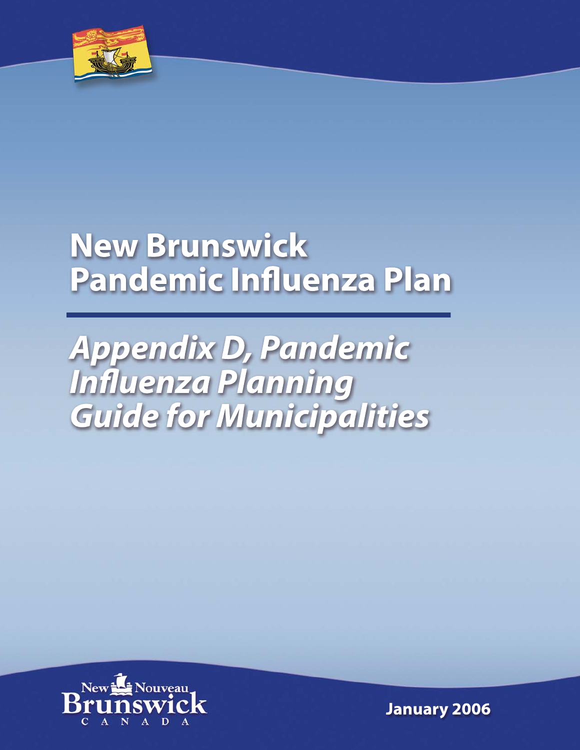# New Brunswick Pandemic Influenza Plan

## *Appendix D, Pandemic Influenza Planning Guide for Municipalities*

New Nouveau Brunswick CANADA

**January 2006**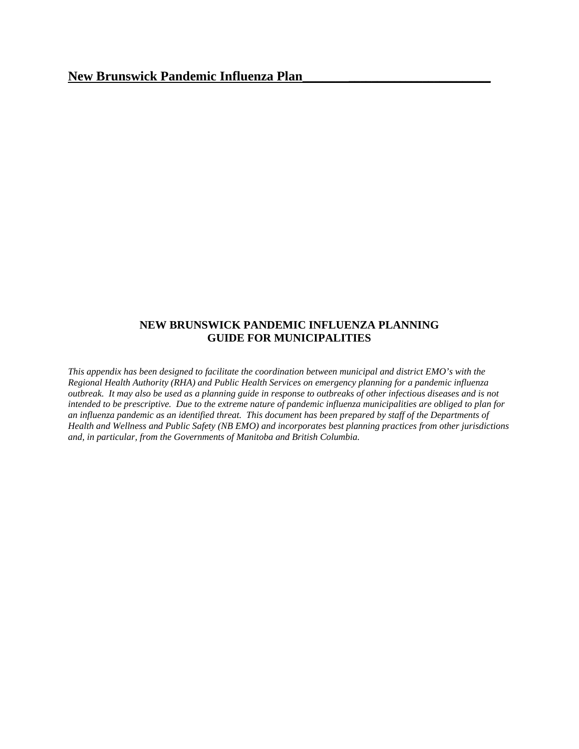## NEW BRUNSWICK PANDEMIC INFLUENZA PLANNING GUIDE FOR MUNICIPALITIES

*This appendix has been designed to facilitate the coordination between municipal and district EMO's with the Regional Health Authority (RHA) and Public Health Services on emergency planning for a pandemic influenza outbreak. It may also be used as a planning guide in response to outbreaks of other infectious diseases and is not intended to be prescriptive. Due to the extreme nature of pandemic influenza municipalities are obliged to plan for an influenza pandemic as an identified threat. This document has been prepared by staff of the Departments of Health and Wellness and Public Safety (NB EMO) and incorporates best planning practices from other jurisdictions and, in particular, from the Governments of Manitoba and British Columbia.*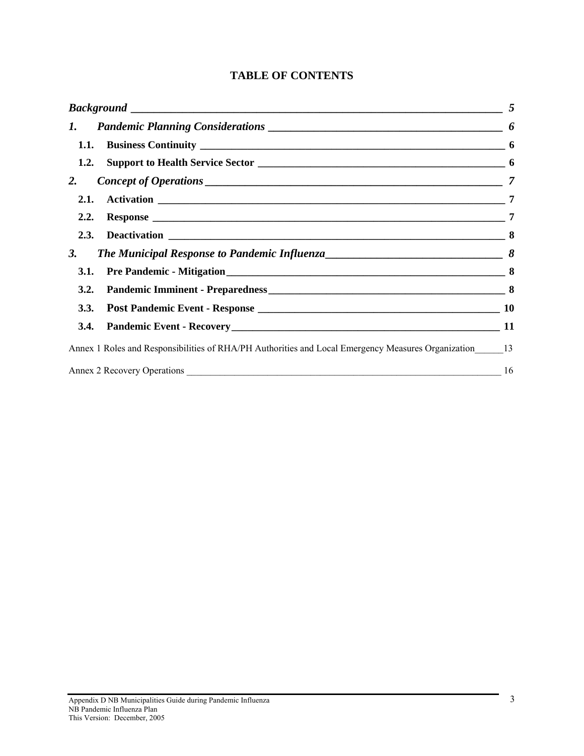# TABLE OF CONTENTS

*Background* _____ *5*

*1. Pandemic Planning Considerations* _____ *6*

**1.1. Business Continuity** _____ **6**

**1.2. Support to Health Service Sector** _____ **6**

*2. Concept of Operations* _____ *7*

**2.1. Activation** _____ **7**

**2.2. Response** _____ **7**

**2.3. Deactivation** _____ **8**

*3. The Municipal Response to Pandemic Influenza* _____ *8*

**3.1. Pre Pandemic - Mitigation** _____ **8**

**3.2. Pandemic Imminent - Preparedness** _____ **8**

**3.3. Post Pandemic Event - Response** _____ **10**

**3.4. Pandemic Event - Recovery** _____ **11**

Annex 1 Roles and Responsibilities of RHA/PH Authorities and Local Emergency Measures Organization _____ 13

Annex 2 Recovery Operations _____ 16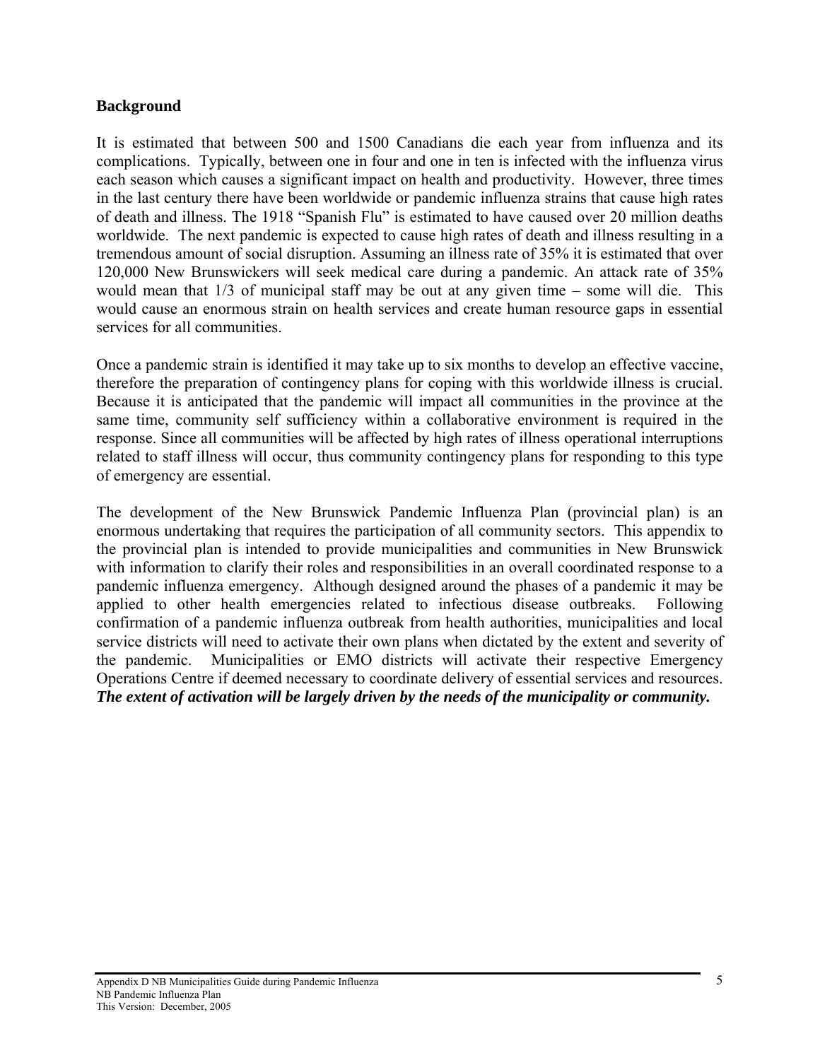## Background

It is estimated that between 500 and 1500 Canadians die each year from influenza and its complications. Typically, between one in four and one in ten is infected with the influenza virus each season which causes a significant impact on health and productivity. However, three times in the last century there have been worldwide or pandemic influenza strains that cause high rates of death and illness. The 1918 "Spanish Flu" is estimated to have caused over 20 million deaths worldwide. The next pandemic is expected to cause high rates of death and illness resulting in a tremendous amount of social disruption. Assuming an illness rate of 35% it is estimated that over 120,000 New Brunswickers will seek medical care during a pandemic. An attack rate of 35% would mean that 1/3 of municipal staff may be out at any given time – some will die. This would cause an enormous strain on health services and create human resource gaps in essential services for all communities.

Once a pandemic strain is identified it may take up to six months to develop an effective vaccine, therefore the preparation of contingency plans for coping with this worldwide illness is crucial. Because it is anticipated that the pandemic will impact all communities in the province at the same time, community self sufficiency within a collaborative environment is required in the response. Since all communities will be affected by high rates of illness operational interruptions related to staff illness will occur, thus community contingency plans for responding to this type of emergency are essential.

The development of the New Brunswick Pandemic Influenza Plan (provincial plan) is an enormous undertaking that requires the participation of all community sectors. This appendix to the provincial plan is intended to provide municipalities and communities in New Brunswick with information to clarify their roles and responsibilities in an overall coordinated response to a pandemic influenza emergency. Although designed around the phases of a pandemic it may be applied to other health emergencies related to infectious disease outbreaks. Following confirmation of a pandemic influenza outbreak from health authorities, municipalities and local service districts will need to activate their own plans when dictated by the extent and severity of the pandemic. Municipalities or EMO districts will activate their respective Emergency Operations Centre if deemed necessary to coordinate delivery of essential services and resources. ***The extent of activation will be largely driven by the needs of the municipality or community.***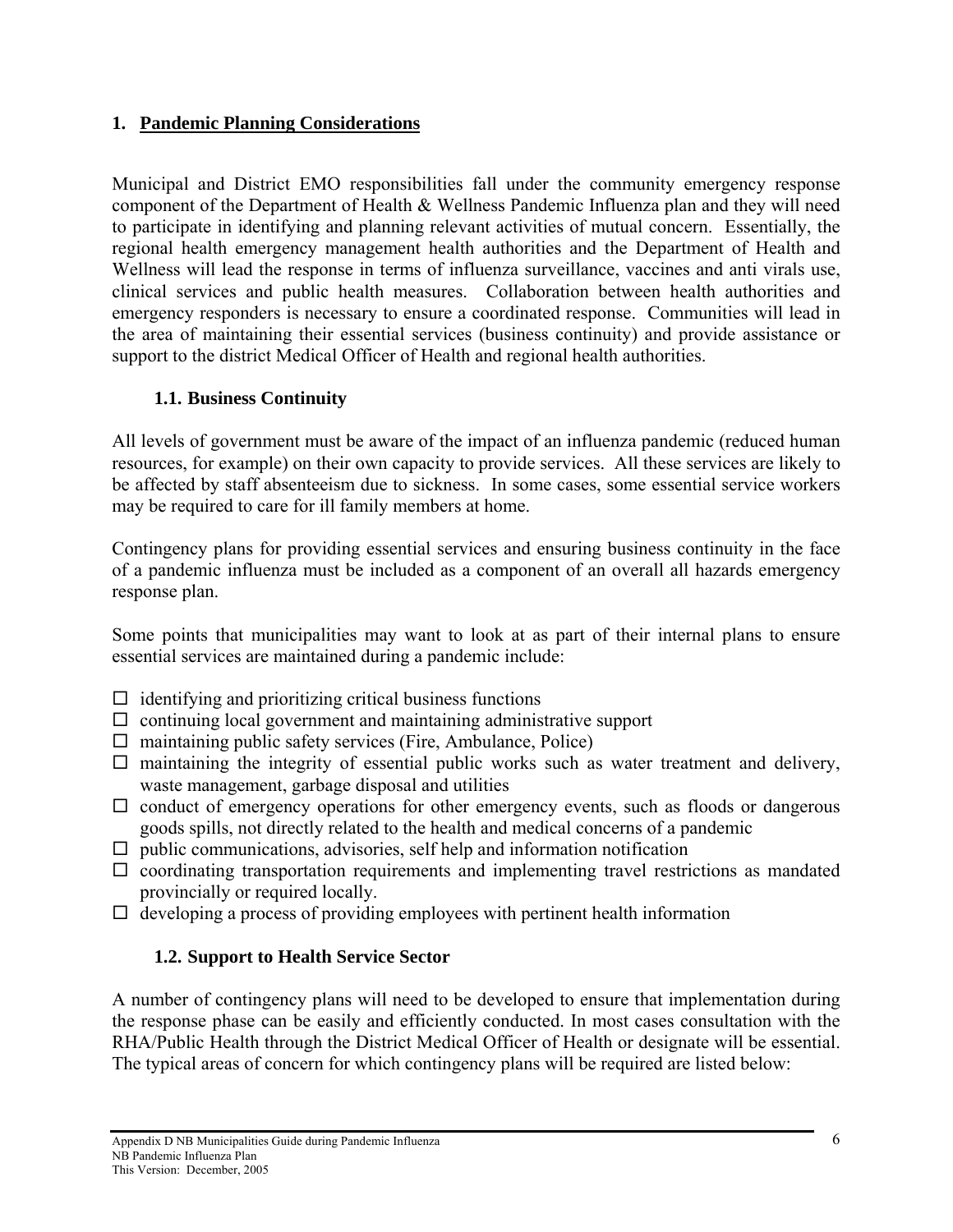## 1. Pandemic Planning Considerations

Municipal and District EMO responsibilities fall under the community emergency response component of the Department of Health & Wellness Pandemic Influenza plan and they will need to participate in identifying and planning relevant activities of mutual concern. Essentially, the regional health emergency management health authorities and the Department of Health and Wellness will lead the response in terms of influenza surveillance, vaccines and anti virals use, clinical services and public health measures. Collaboration between health authorities and emergency responders is necessary to ensure a coordinated response. Communities will lead in the area of maintaining their essential services (business continuity) and provide assistance or support to the district Medical Officer of Health and regional health authorities.

### 1.1. Business Continuity

All levels of government must be aware of the impact of an influenza pandemic (reduced human resources, for example) on their own capacity to provide services. All these services are likely to be affected by staff absenteeism due to sickness. In some cases, some essential service workers may be required to care for ill family members at home.

Contingency plans for providing essential services and ensuring business continuity in the face of a pandemic influenza must be included as a component of an overall all hazards emergency response plan.

Some points that municipalities may want to look at as part of their internal plans to ensure essential services are maintained during a pandemic include:

- ☐ identifying and prioritizing critical business functions
- ☐ continuing local government and maintaining administrative support
- ☐ maintaining public safety services (Fire, Ambulance, Police)
- ☐ maintaining the integrity of essential public works such as water treatment and delivery, waste management, garbage disposal and utilities
- ☐ conduct of emergency operations for other emergency events, such as floods or dangerous goods spills, not directly related to the health and medical concerns of a pandemic
- ☐ public communications, advisories, self help and information notification
- ☐ coordinating transportation requirements and implementing travel restrictions as mandated provincially or required locally.
- ☐ developing a process of providing employees with pertinent health information

### 1.2. Support to Health Service Sector

A number of contingency plans will need to be developed to ensure that implementation during the response phase can be easily and efficiently conducted. In most cases consultation with the RHA/Public Health through the District Medical Officer of Health or designate will be essential. The typical areas of concern for which contingency plans will be required are listed below: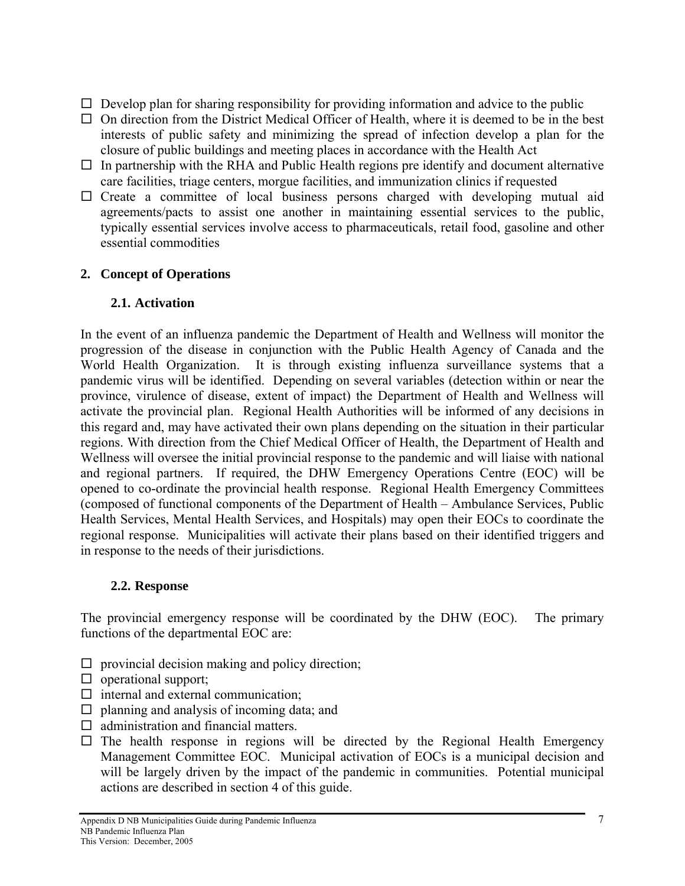- Develop plan for sharing responsibility for providing information and advice to the public
- On direction from the District Medical Officer of Health, where it is deemed to be in the best interests of public safety and minimizing the spread of infection develop a plan for the closure of public buildings and meeting places in accordance with the Health Act
- In partnership with the RHA and Public Health regions pre identify and document alternative care facilities, triage centers, morgue facilities, and immunization clinics if requested
- Create a committee of local business persons charged with developing mutual aid agreements/pacts to assist one another in maintaining essential services to the public, typically essential services involve access to pharmaceuticals, retail food, gasoline and other essential commodities

## 2. Concept of Operations

### 2.1. Activation

In the event of an influenza pandemic the Department of Health and Wellness will monitor the progression of the disease in conjunction with the Public Health Agency of Canada and the World Health Organization. It is through existing influenza surveillance systems that a pandemic virus will be identified. Depending on several variables (detection within or near the province, virulence of disease, extent of impact) the Department of Health and Wellness will activate the provincial plan. Regional Health Authorities will be informed of any decisions in this regard and, may have activated their own plans depending on the situation in their particular regions. With direction from the Chief Medical Officer of Health, the Department of Health and Wellness will oversee the initial provincial response to the pandemic and will liaise with national and regional partners. If required, the DHW Emergency Operations Centre (EOC) will be opened to co-ordinate the provincial health response. Regional Health Emergency Committees (composed of functional components of the Department of Health – Ambulance Services, Public Health Services, Mental Health Services, and Hospitals) may open their EOCs to coordinate the regional response. Municipalities will activate their plans based on their identified triggers and in response to the needs of their jurisdictions.

### 2.2. Response

The provincial emergency response will be coordinated by the DHW (EOC). The primary functions of the departmental EOC are:

- provincial decision making and policy direction;
- operational support;
- internal and external communication;
- planning and analysis of incoming data; and
- administration and financial matters.
- The health response in regions will be directed by the Regional Health Emergency Management Committee EOC. Municipal activation of EOCs is a municipal decision and will be largely driven by the impact of the pandemic in communities. Potential municipal actions are described in section 4 of this guide.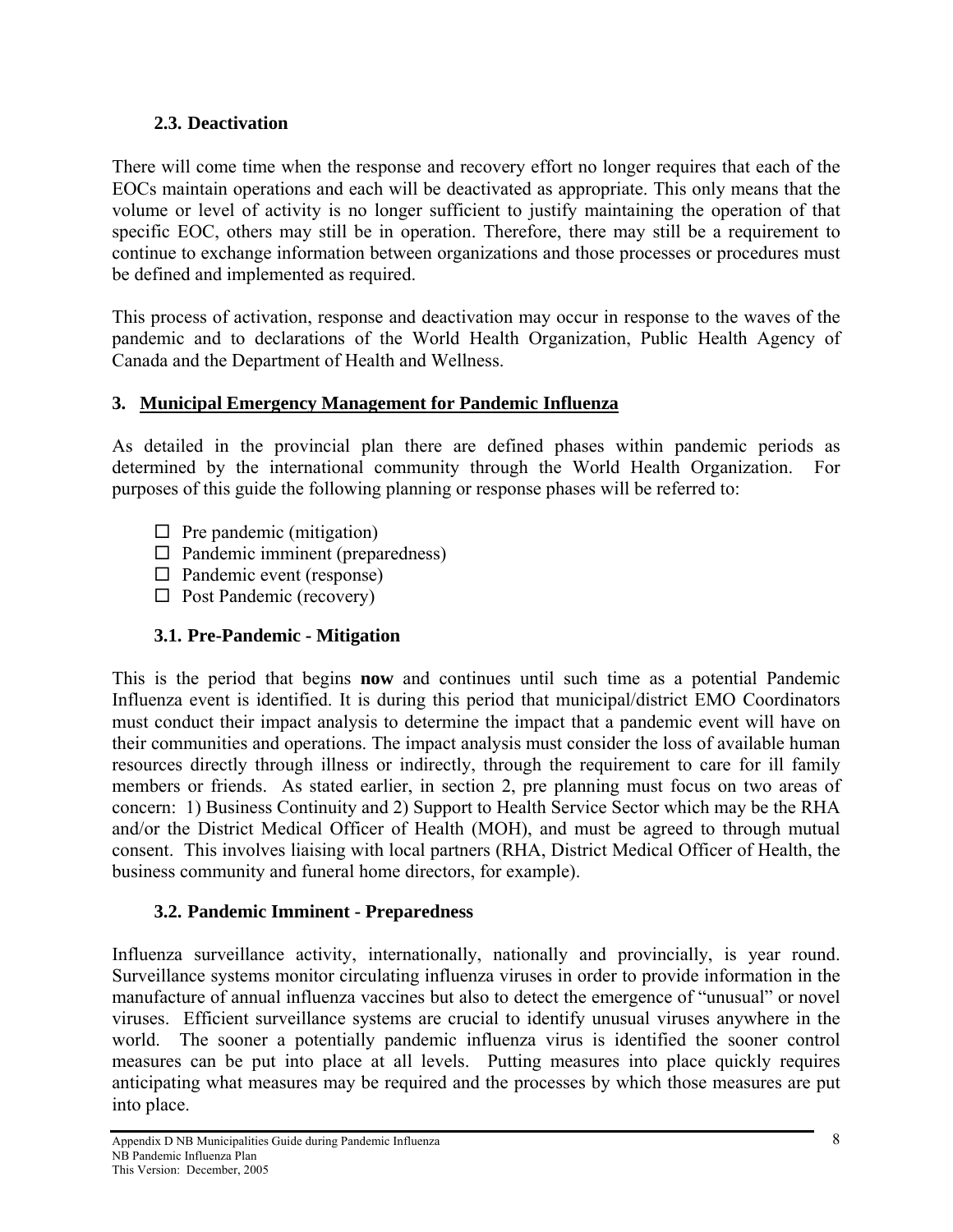### 2.3. Deactivation

There will come time when the response and recovery effort no longer requires that each of the EOCs maintain operations and each will be deactivated as appropriate. This only means that the volume or level of activity is no longer sufficient to justify maintaining the operation of that specific EOC, others may still be in operation. Therefore, there may still be a requirement to continue to exchange information between organizations and those processes or procedures must be defined and implemented as required.

This process of activation, response and deactivation may occur in response to the waves of the pandemic and to declarations of the World Health Organization, Public Health Agency of Canada and the Department of Health and Wellness.

## 3. Municipal Emergency Management for Pandemic Influenza

As detailed in the provincial plan there are defined phases within pandemic periods as determined by the international community through the World Health Organization. For purposes of this guide the following planning or response phases will be referred to:

- ☐ Pre pandemic (mitigation)
- ☐ Pandemic imminent (preparedness)
- ☐ Pandemic event (response)
- ☐ Post Pandemic (recovery)

### 3.1. Pre-Pandemic - Mitigation

This is the period that begins **now** and continues until such time as a potential Pandemic Influenza event is identified. It is during this period that municipal/district EMO Coordinators must conduct their impact analysis to determine the impact that a pandemic event will have on their communities and operations. The impact analysis must consider the loss of available human resources directly through illness or indirectly, through the requirement to care for ill family members or friends. As stated earlier, in section 2, pre planning must focus on two areas of concern: 1) Business Continuity and 2) Support to Health Service Sector which may be the RHA and/or the District Medical Officer of Health (MOH), and must be agreed to through mutual consent. This involves liaising with local partners (RHA, District Medical Officer of Health, the business community and funeral home directors, for example).

### 3.2. Pandemic Imminent - Preparedness

Influenza surveillance activity, internationally, nationally and provincially, is year round. Surveillance systems monitor circulating influenza viruses in order to provide information in the manufacture of annual influenza vaccines but also to detect the emergence of "unusual" or novel viruses. Efficient surveillance systems are crucial to identify unusual viruses anywhere in the world. The sooner a potentially pandemic influenza virus is identified the sooner control measures can be put into place at all levels. Putting measures into place quickly requires anticipating what measures may be required and the processes by which those measures are put into place.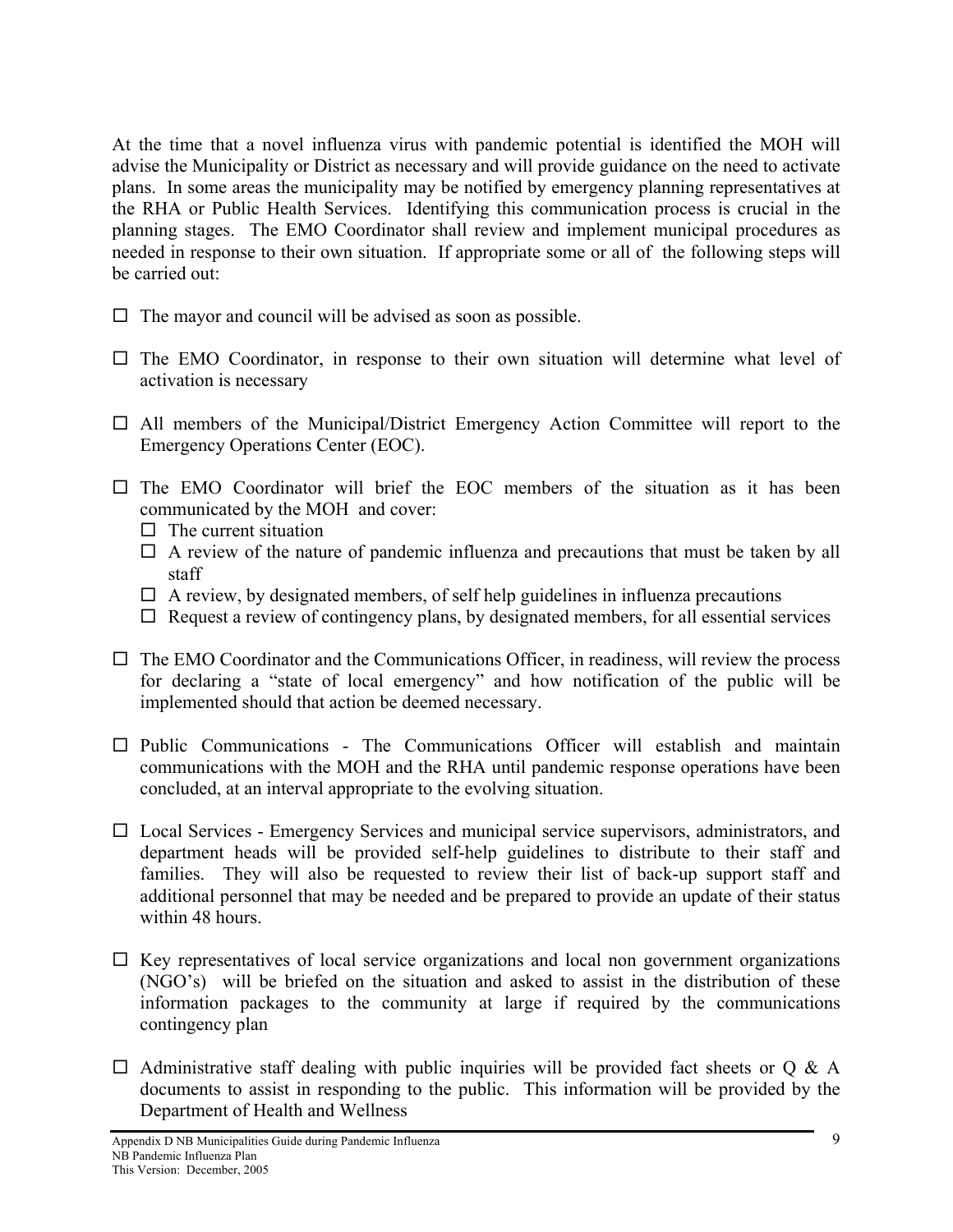At the time that a novel influenza virus with pandemic potential is identified the MOH will advise the Municipality or District as necessary and will provide guidance on the need to activate plans. In some areas the municipality may be notified by emergency planning representatives at the RHA or Public Health Services. Identifying this communication process is crucial in the planning stages. The EMO Coordinator shall review and implement municipal procedures as needed in response to their own situation. If appropriate some or all of the following steps will be carried out:

- ☐ The mayor and council will be advised as soon as possible.
- ☐ The EMO Coordinator, in response to their own situation will determine what level of activation is necessary
- ☐ All members of the Municipal/District Emergency Action Committee will report to the Emergency Operations Center (EOC).
- ☐ The EMO Coordinator will brief the EOC members of the situation as it has been communicated by the MOH and cover:
  - ☐ The current situation
  - ☐ A review of the nature of pandemic influenza and precautions that must be taken by all staff
  - ☐ A review, by designated members, of self help guidelines in influenza precautions
  - ☐ Request a review of contingency plans, by designated members, for all essential services
- ☐ The EMO Coordinator and the Communications Officer, in readiness, will review the process for declaring a "state of local emergency" and how notification of the public will be implemented should that action be deemed necessary.
- ☐ Public Communications - The Communications Officer will establish and maintain communications with the MOH and the RHA until pandemic response operations have been concluded, at an interval appropriate to the evolving situation.
- ☐ Local Services - Emergency Services and municipal service supervisors, administrators, and department heads will be provided self-help guidelines to distribute to their staff and families. They will also be requested to review their list of back-up support staff and additional personnel that may be needed and be prepared to provide an update of their status within 48 hours.
- ☐ Key representatives of local service organizations and local non government organizations (NGO's) will be briefed on the situation and asked to assist in the distribution of these information packages to the community at large if required by the communications contingency plan
- ☐ Administrative staff dealing with public inquiries will be provided fact sheets or Q & A documents to assist in responding to the public. This information will be provided by the Department of Health and Wellness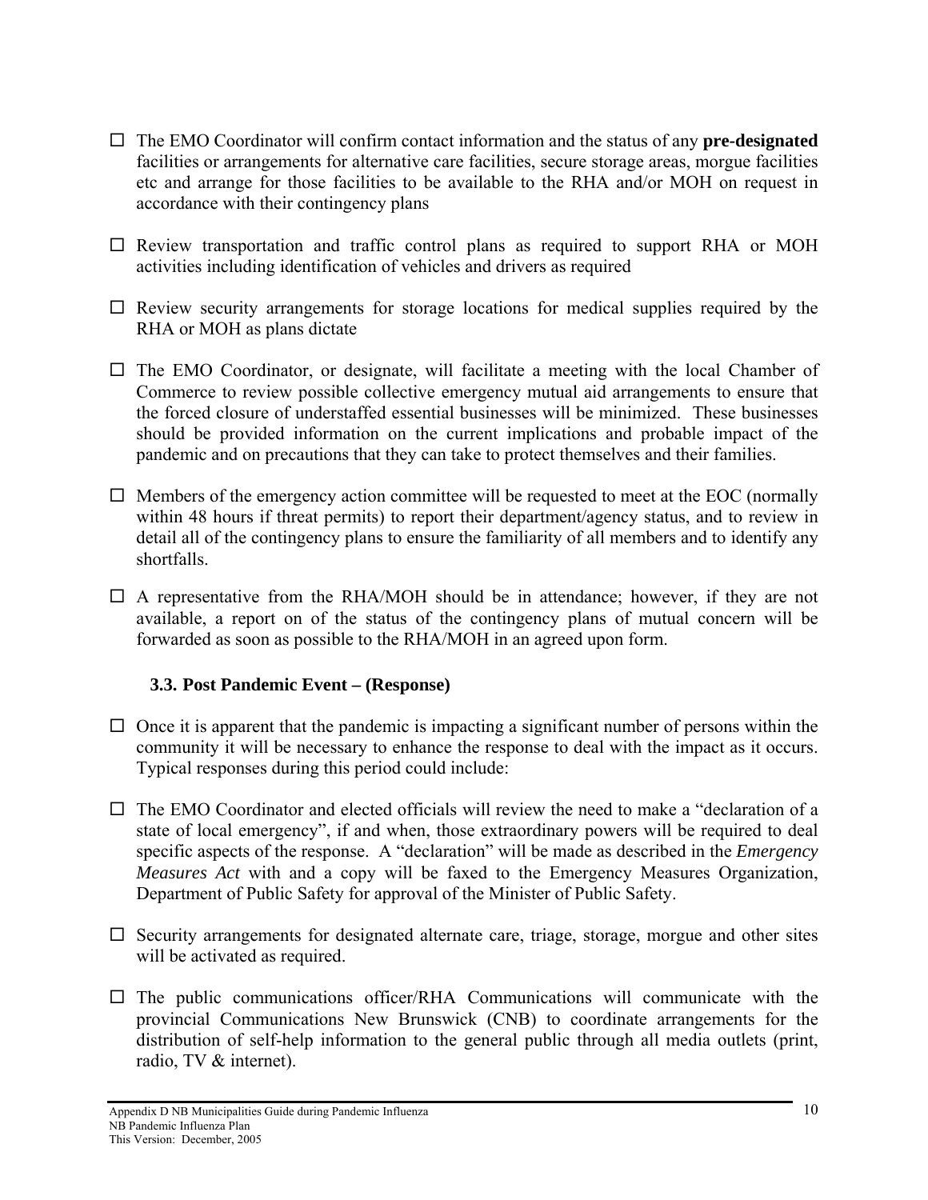- ☐ The EMO Coordinator will confirm contact information and the status of any **pre-designated** facilities or arrangements for alternative care facilities, secure storage areas, morgue facilities etc and arrange for those facilities to be available to the RHA and/or MOH on request in accordance with their contingency plans

- ☐ Review transportation and traffic control plans as required to support RHA or MOH activities including identification of vehicles and drivers as required

- ☐ Review security arrangements for storage locations for medical supplies required by the RHA or MOH as plans dictate

- ☐ The EMO Coordinator, or designate, will facilitate a meeting with the local Chamber of Commerce to review possible collective emergency mutual aid arrangements to ensure that the forced closure of understaffed essential businesses will be minimized. These businesses should be provided information on the current implications and probable impact of the pandemic and on precautions that they can take to protect themselves and their families.

- ☐ Members of the emergency action committee will be requested to meet at the EOC (normally within 48 hours if threat permits) to report their department/agency status, and to review in detail all of the contingency plans to ensure the familiarity of all members and to identify any shortfalls.

- ☐ A representative from the RHA/MOH should be in attendance; however, if they are not available, a report on of the status of the contingency plans of mutual concern will be forwarded as soon as possible to the RHA/MOH in an agreed upon form.

### 3.3. Post Pandemic Event – (Response)

- ☐ Once it is apparent that the pandemic is impacting a significant number of persons within the community it will be necessary to enhance the response to deal with the impact as it occurs. Typical responses during this period could include:

- ☐ The EMO Coordinator and elected officials will review the need to make a "declaration of a state of local emergency", if and when, those extraordinary powers will be required to deal specific aspects of the response. A "declaration" will be made as described in the *Emergency Measures Act* with and a copy will be faxed to the Emergency Measures Organization, Department of Public Safety for approval of the Minister of Public Safety.

- ☐ Security arrangements for designated alternate care, triage, storage, morgue and other sites will be activated as required.

- ☐ The public communications officer/RHA Communications will communicate with the provincial Communications New Brunswick (CNB) to coordinate arrangements for the distribution of self-help information to the general public through all media outlets (print, radio, TV & internet).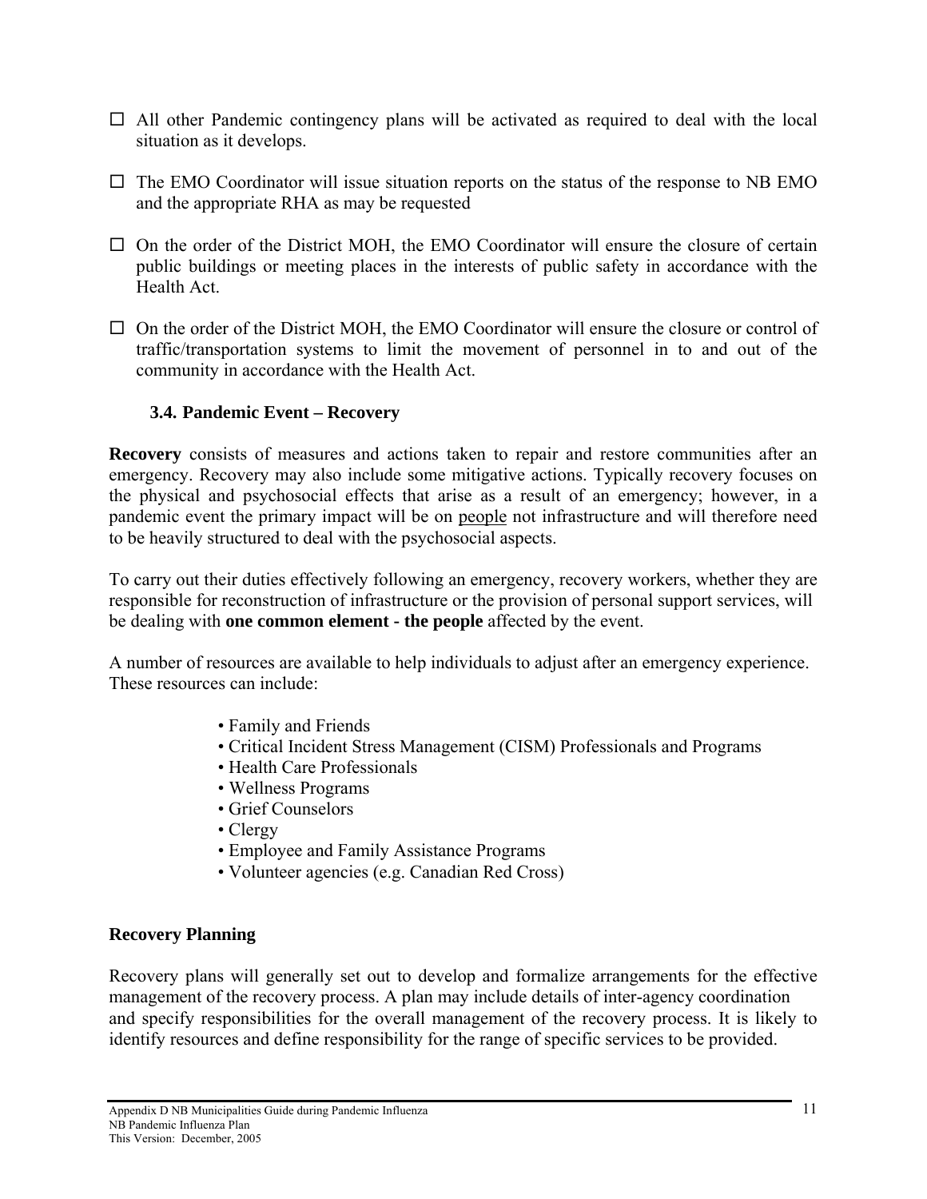- ☐ All other Pandemic contingency plans will be activated as required to deal with the local situation as it develops.

- ☐ The EMO Coordinator will issue situation reports on the status of the response to NB EMO and the appropriate RHA as may be requested

- ☐ On the order of the District MOH, the EMO Coordinator will ensure the closure of certain public buildings or meeting places in the interests of public safety in accordance with the Health Act.

- ☐ On the order of the District MOH, the EMO Coordinator will ensure the closure or control of traffic/transportation systems to limit the movement of personnel in to and out of the community in accordance with the Health Act.

### 3.4. Pandemic Event – Recovery

**Recovery** consists of measures and actions taken to repair and restore communities after an emergency. Recovery may also include some mitigative actions. Typically recovery focuses on the physical and psychosocial effects that arise as a result of an emergency; however, in a pandemic event the primary impact will be on <u>people</u> not infrastructure and will therefore need to be heavily structured to deal with the psychosocial aspects.

To carry out their duties effectively following an emergency, recovery workers, whether they are responsible for reconstruction of infrastructure or the provision of personal support services, will be dealing with **one common element - the people** affected by the event.

A number of resources are available to help individuals to adjust after an emergency experience. These resources can include:

- Family and Friends
- Critical Incident Stress Management (CISM) Professionals and Programs
- Health Care Professionals
- Wellness Programs
- Grief Counselors
- Clergy
- Employee and Family Assistance Programs
- Volunteer agencies (e.g. Canadian Red Cross)

**Recovery Planning**

Recovery plans will generally set out to develop and formalize arrangements for the effective management of the recovery process. A plan may include details of inter-agency coordination and specify responsibilities for the overall management of the recovery process. It is likely to identify resources and define responsibility for the range of specific services to be provided.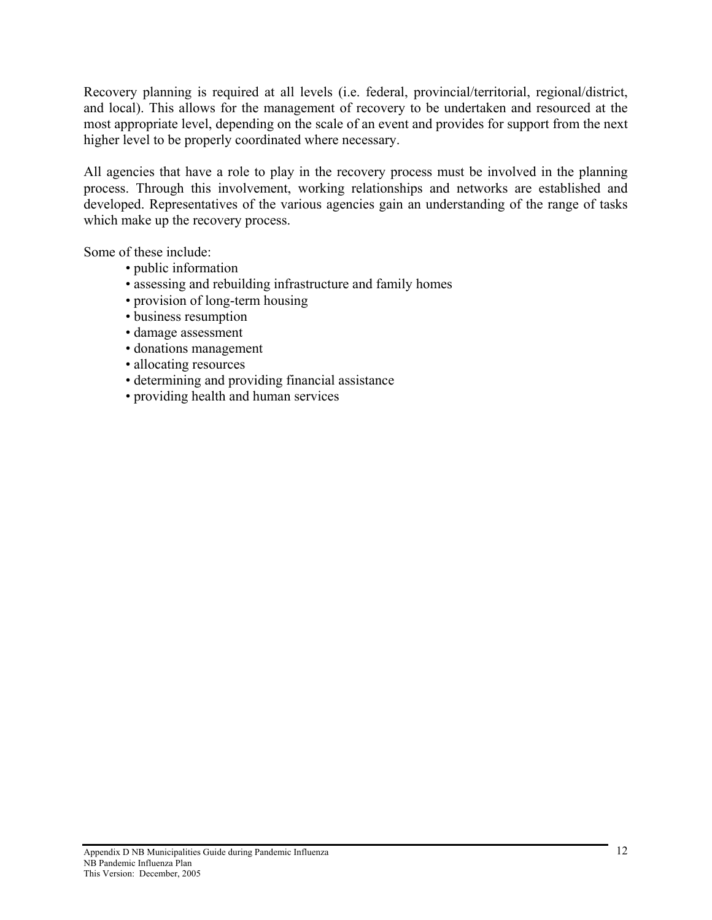Recovery planning is required at all levels (i.e. federal, provincial/territorial, regional/district, and local). This allows for the management of recovery to be undertaken and resourced at the most appropriate level, depending on the scale of an event and provides for support from the next higher level to be properly coordinated where necessary.

All agencies that have a role to play in the recovery process must be involved in the planning process. Through this involvement, working relationships and networks are established and developed. Representatives of the various agencies gain an understanding of the range of tasks which make up the recovery process.

Some of these include:

- public information
- assessing and rebuilding infrastructure and family homes
- provision of long-term housing
- business resumption
- damage assessment
- donations management
- allocating resources
- determining and providing financial assistance
- providing health and human services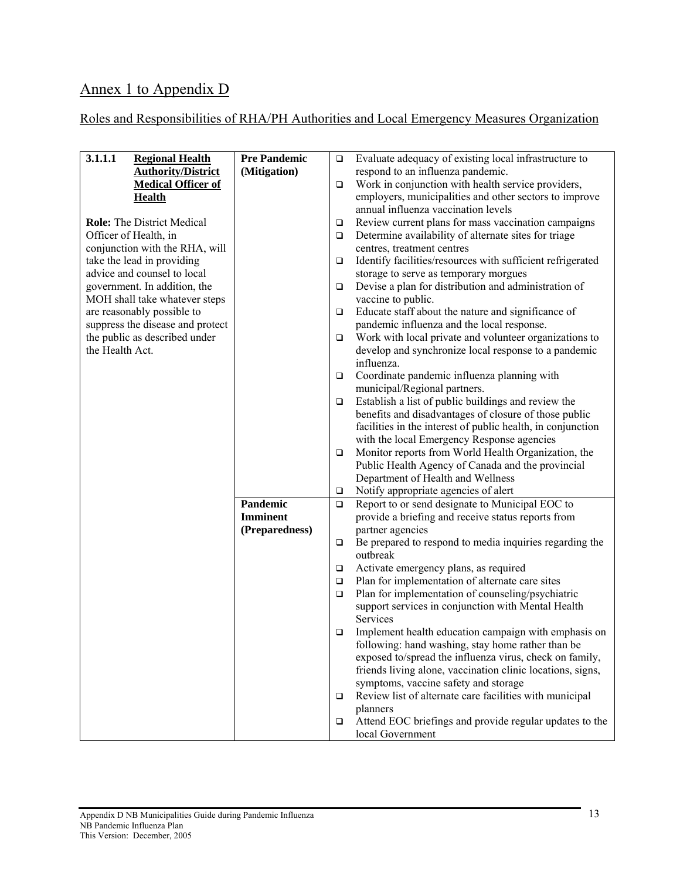# Annex 1 to Appendix D

## Roles and Responsibilities of RHA/PH Authorities and Local Emergency Measures Organization

| | | |
|---|---|---|
| **3.1.1.1 Regional Health Authority/District Medical Officer of Health**<br><br>**Role:** The District Medical Officer of Health, in conjunction with the RHA, will take the lead in providing advice and counsel to local government. In addition, the MOH shall take whatever steps are reasonably possible to suppress the disease and protect the public as described under the Health Act. | **Pre Pandemic (Mitigation)** | ❑ Evaluate adequacy of existing local infrastructure to respond to an influenza pandemic.<br>❑ Work in conjunction with health service providers, employers, municipalities and other sectors to improve annual influenza vaccination levels<br>❑ Review current plans for mass vaccination campaigns<br>❑ Determine availability of alternate sites for triage centres, treatment centres<br>❑ Identify facilities/resources with sufficient refrigerated storage to serve as temporary morgues<br>❑ Devise a plan for distribution and administration of vaccine to public.<br>❑ Educate staff about the nature and significance of pandemic influenza and the local response.<br>❑ Work with local private and volunteer organizations to develop and synchronize local response to a pandemic influenza.<br>❑ Coordinate pandemic influenza planning with municipal/Regional partners.<br>❑ Establish a list of public buildings and review the benefits and disadvantages of closure of those public facilities in the interest of public health, in conjunction with the local Emergency Response agencies<br>❑ Monitor reports from World Health Organization, the Public Health Agency of Canada and the provincial Department of Health and Wellness<br>❑ Notify appropriate agencies of alert |
| | **Pandemic Imminent (Preparedness)** | ❑ Report to or send designate to Municipal EOC to provide a briefing and receive status reports from partner agencies<br>❑ Be prepared to respond to media inquiries regarding the outbreak<br>❑ Activate emergency plans, as required<br>❑ Plan for implementation of alternate care sites<br>❑ Plan for implementation of counseling/psychiatric support services in conjunction with Mental Health Services<br>❑ Implement health education campaign with emphasis on following: hand washing, stay home rather than be exposed to/spread the influenza virus, check on family, friends living alone, vaccination clinic locations, signs, symptoms, vaccine safety and storage<br>❑ Review list of alternate care facilities with municipal planners<br>❑ Attend EOC briefings and provide regular updates to the local Government |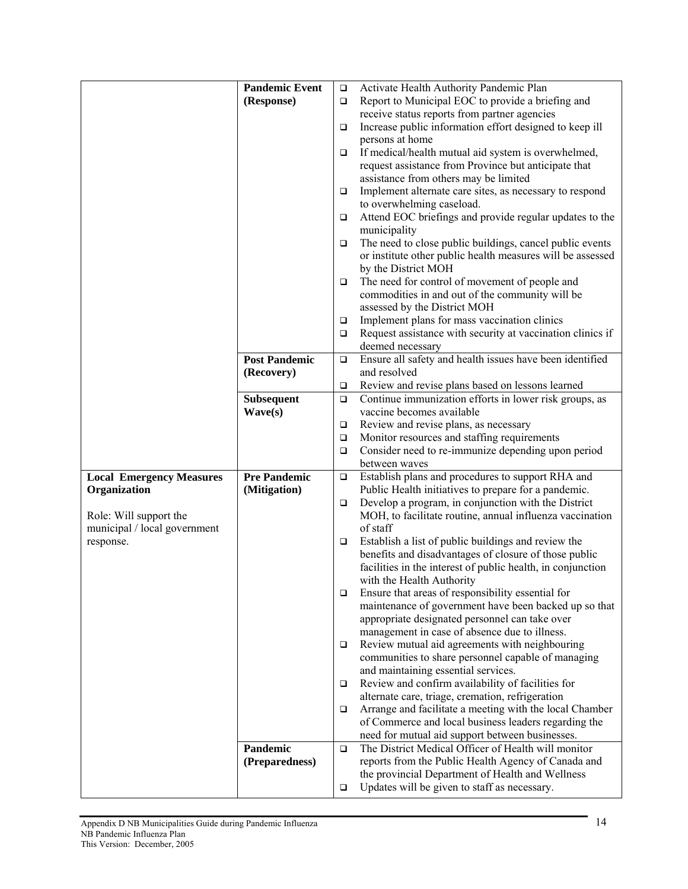| | | |
|---|---|---|
| | **Pandemic Event (Response)** | ❑ Activate Health Authority Pandemic Plan<br>❑ Report to Municipal EOC to provide a briefing and receive status reports from partner agencies<br>❑ Increase public information effort designed to keep ill persons at home<br>❑ If medical/health mutual aid system is overwhelmed, request assistance from Province but anticipate that assistance from others may be limited<br>❑ Implement alternate care sites, as necessary to respond to overwhelming caseload.<br>❑ Attend EOC briefings and provide regular updates to the municipality<br>❑ The need to close public buildings, cancel public events or institute other public health measures will be assessed by the District MOH<br>❑ The need for control of movement of people and commodities in and out of the community will be assessed by the District MOH<br>❑ Implement plans for mass vaccination clinics<br>❑ Request assistance with security at vaccination clinics if deemed necessary |
| | **Post Pandemic (Recovery)** | ❑ Ensure all safety and health issues have been identified and resolved<br>❑ Review and revise plans based on lessons learned |
| | **Subsequent Wave(s)** | ❑ Continue immunization efforts in lower risk groups, as vaccine becomes available<br>❑ Review and revise plans, as necessary<br>❑ Monitor resources and staffing requirements<br>❑ Consider need to re-immunize depending upon period between waves |
| **Local Emergency Measures Organization**<br><br>Role: Will support the municipal / local government response. | **Pre Pandemic (Mitigation)** | ❑ Establish plans and procedures to support RHA and Public Health initiatives to prepare for a pandemic.<br>❑ Develop a program, in conjunction with the District MOH, to facilitate routine, annual influenza vaccination of staff<br>❑ Establish a list of public buildings and review the benefits and disadvantages of closure of those public facilities in the interest of public health, in conjunction with the Health Authority<br>❑ Ensure that areas of responsibility essential for maintenance of government have been backed up so that appropriate designated personnel can take over management in case of absence due to illness.<br>❑ Review mutual aid agreements with neighbouring communities to share personnel capable of managing and maintaining essential services.<br>❑ Review and confirm availability of facilities for alternate care, triage, cremation, refrigeration<br>❑ Arrange and facilitate a meeting with the local Chamber of Commerce and local business leaders regarding the need for mutual aid support between businesses. |
| | **Pandemic (Preparedness)** | ❑ The District Medical Officer of Health will monitor reports from the Public Health Agency of Canada and the provincial Department of Health and Wellness<br>❑ Updates will be given to staff as necessary. |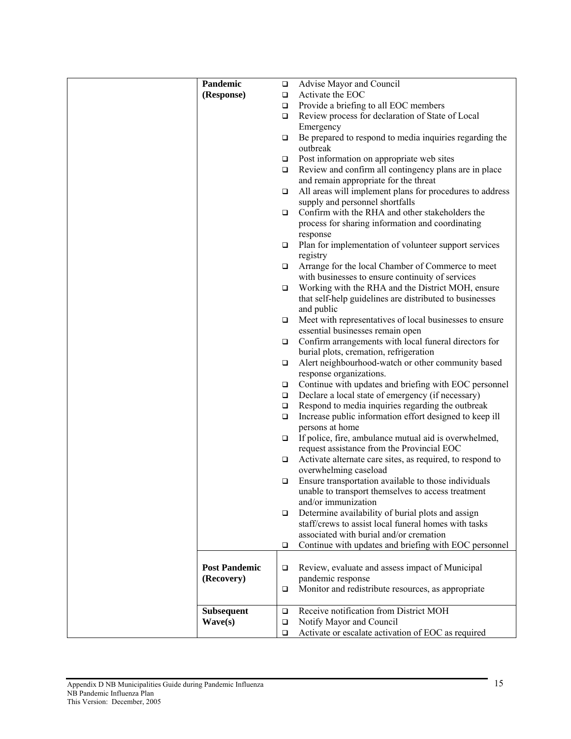| | | |
|---|---|---|
| | **Pandemic (Response)** | ❑ Advise Mayor and Council<br>❑ Activate the EOC<br>❑ Provide a briefing to all EOC members<br>❑ Review process for declaration of State of Local Emergency<br>❑ Be prepared to respond to media inquiries regarding the outbreak<br>❑ Post information on appropriate web sites<br>❑ Review and confirm all contingency plans are in place and remain appropriate for the threat<br>❑ All areas will implement plans for procedures to address supply and personnel shortfalls<br>❑ Confirm with the RHA and other stakeholders the process for sharing information and coordinating response<br>❑ Plan for implementation of volunteer support services registry<br>❑ Arrange for the local Chamber of Commerce to meet with businesses to ensure continuity of services<br>❑ Working with the RHA and the District MOH, ensure that self-help guidelines are distributed to businesses and public<br>❑ Meet with representatives of local businesses to ensure essential businesses remain open<br>❑ Confirm arrangements with local funeral directors for burial plots, cremation, refrigeration<br>❑ Alert neighbourhood-watch or other community based response organizations.<br>❑ Continue with updates and briefing with EOC personnel<br>❑ Declare a local state of emergency (if necessary)<br>❑ Respond to media inquiries regarding the outbreak<br>❑ Increase public information effort designed to keep ill persons at home<br>❑ If police, fire, ambulance mutual aid is overwhelmed, request assistance from the Provincial EOC<br>❑ Activate alternate care sites, as required, to respond to overwhelming caseload<br>❑ Ensure transportation available to those individuals unable to transport themselves to access treatment and/or immunization<br>❑ Determine availability of burial plots and assign staff/crews to assist local funeral homes with tasks associated with burial and/or cremation<br>❑ Continue with updates and briefing with EOC personnel |
| | **Post Pandemic (Recovery)** | ❑ Review, evaluate and assess impact of Municipal pandemic response<br>❑ Monitor and redistribute resources, as appropriate |
| | **Subsequent Wave(s)** | ❑ Receive notification from District MOH<br>❑ Notify Mayor and Council<br>❑ Activate or escalate activation of EOC as required |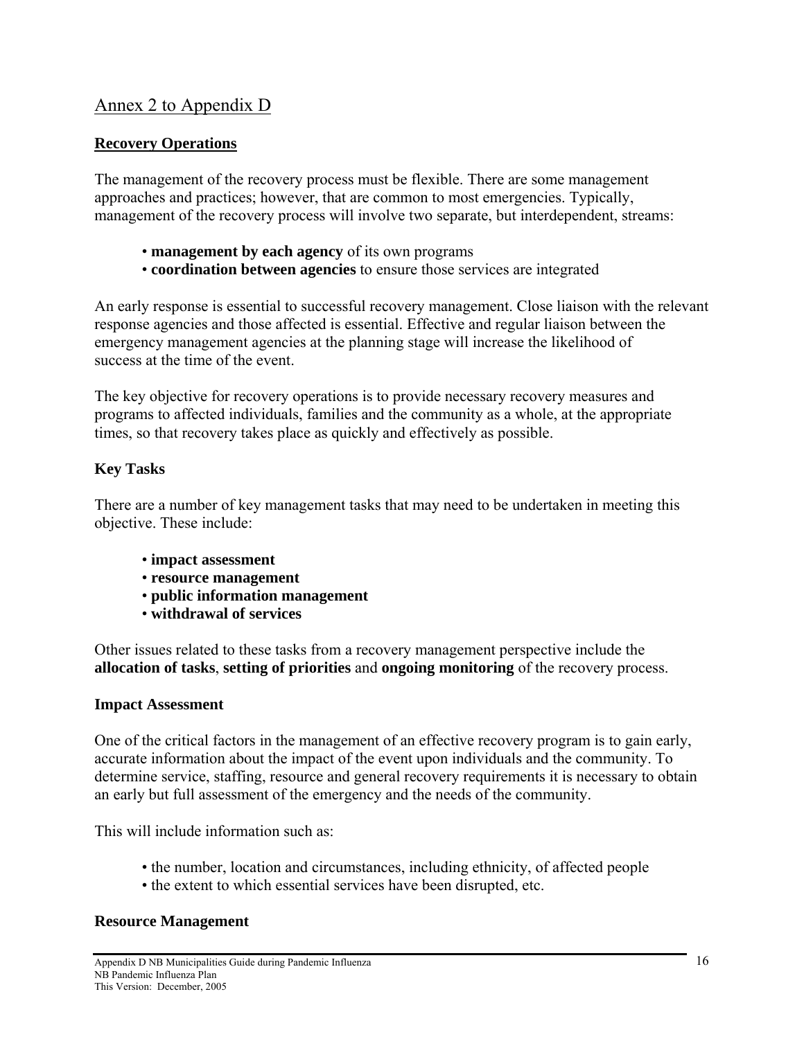## Annex 2 to Appendix D

**Recovery Operations**

The management of the recovery process must be flexible. There are some management approaches and practices; however, that are common to most emergencies. Typically, management of the recovery process will involve two separate, but interdependent, streams:

- **management by each agency** of its own programs
- **coordination between agencies** to ensure those services are integrated

An early response is essential to successful recovery management. Close liaison with the relevant response agencies and those affected is essential. Effective and regular liaison between the emergency management agencies at the planning stage will increase the likelihood of success at the time of the event.

The key objective for recovery operations is to provide necessary recovery measures and programs to affected individuals, families and the community as a whole, at the appropriate times, so that recovery takes place as quickly and effectively as possible.

### Key Tasks

There are a number of key management tasks that may need to be undertaken in meeting this objective. These include:

- **impact assessment**
- **resource management**
- **public information management**
- **withdrawal of services**

Other issues related to these tasks from a recovery management perspective include the **allocation of tasks**, **setting of priorities** and **ongoing monitoring** of the recovery process.

### Impact Assessment

One of the critical factors in the management of an effective recovery program is to gain early, accurate information about the impact of the event upon individuals and the community. To determine service, staffing, resource and general recovery requirements it is necessary to obtain an early but full assessment of the emergency and the needs of the community.

This will include information such as:

- the number, location and circumstances, including ethnicity, of affected people
- the extent to which essential services have been disrupted, etc.

### Resource Management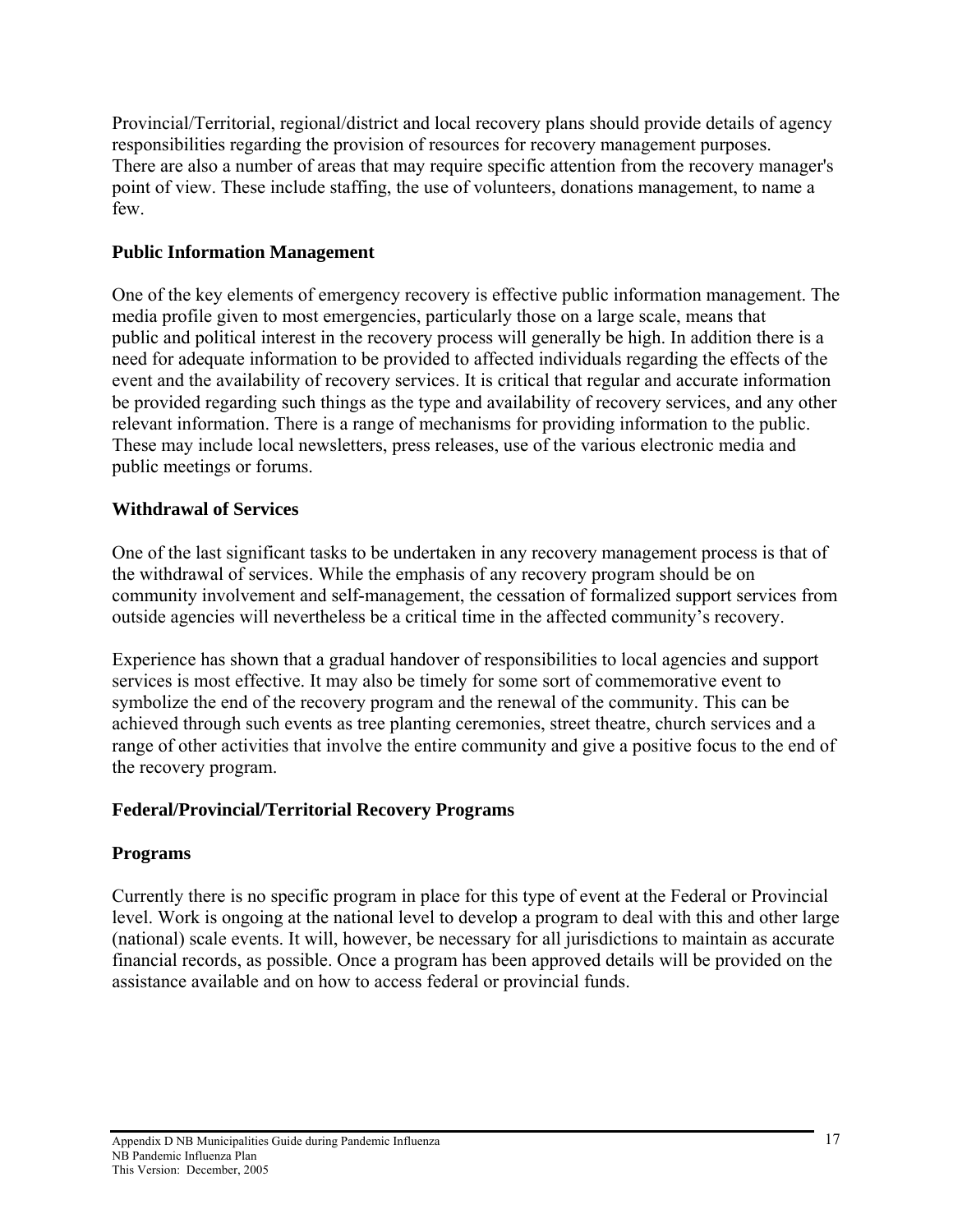Provincial/Territorial, regional/district and local recovery plans should provide details of agency responsibilities regarding the provision of resources for recovery management purposes. There are also a number of areas that may require specific attention from the recovery manager's point of view. These include staffing, the use of volunteers, donations management, to name a few.

**Public Information Management**

One of the key elements of emergency recovery is effective public information management. The media profile given to most emergencies, particularly those on a large scale, means that public and political interest in the recovery process will generally be high. In addition there is a need for adequate information to be provided to affected individuals regarding the effects of the event and the availability of recovery services. It is critical that regular and accurate information be provided regarding such things as the type and availability of recovery services, and any other relevant information. There is a range of mechanisms for providing information to the public. These may include local newsletters, press releases, use of the various electronic media and public meetings or forums.

**Withdrawal of Services**

One of the last significant tasks to be undertaken in any recovery management process is that of the withdrawal of services. While the emphasis of any recovery program should be on community involvement and self-management, the cessation of formalized support services from outside agencies will nevertheless be a critical time in the affected community's recovery.

Experience has shown that a gradual handover of responsibilities to local agencies and support services is most effective. It may also be timely for some sort of commemorative event to symbolize the end of the recovery program and the renewal of the community. This can be achieved through such events as tree planting ceremonies, street theatre, church services and a range of other activities that involve the entire community and give a positive focus to the end of the recovery program.

**Federal/Provincial/Territorial Recovery Programs**

**Programs**

Currently there is no specific program in place for this type of event at the Federal or Provincial level. Work is ongoing at the national level to develop a program to deal with this and other large (national) scale events. It will, however, be necessary for all jurisdictions to maintain as accurate financial records, as possible. Once a program has been approved details will be provided on the assistance available and on how to access federal or provincial funds.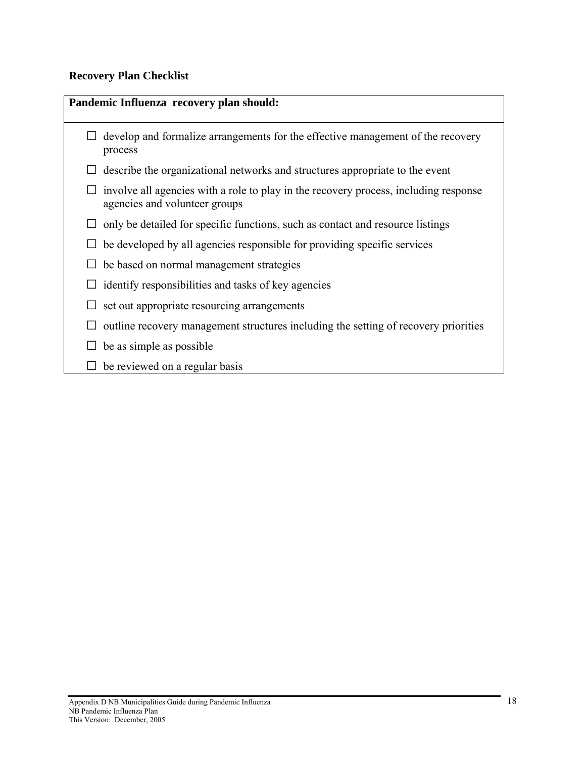**Recovery Plan Checklist**

**Pandemic Influenza recovery plan should:**

- ☐ develop and formalize arrangements for the effective management of the recovery process
- ☐ describe the organizational networks and structures appropriate to the event
- ☐ involve all agencies with a role to play in the recovery process, including response agencies and volunteer groups
- ☐ only be detailed for specific functions, such as contact and resource listings
- ☐ be developed by all agencies responsible for providing specific services
- ☐ be based on normal management strategies
- ☐ identify responsibilities and tasks of key agencies
- ☐ set out appropriate resourcing arrangements
- ☐ outline recovery management structures including the setting of recovery priorities
- ☐ be as simple as possible
- ☐ be reviewed on a regular basis